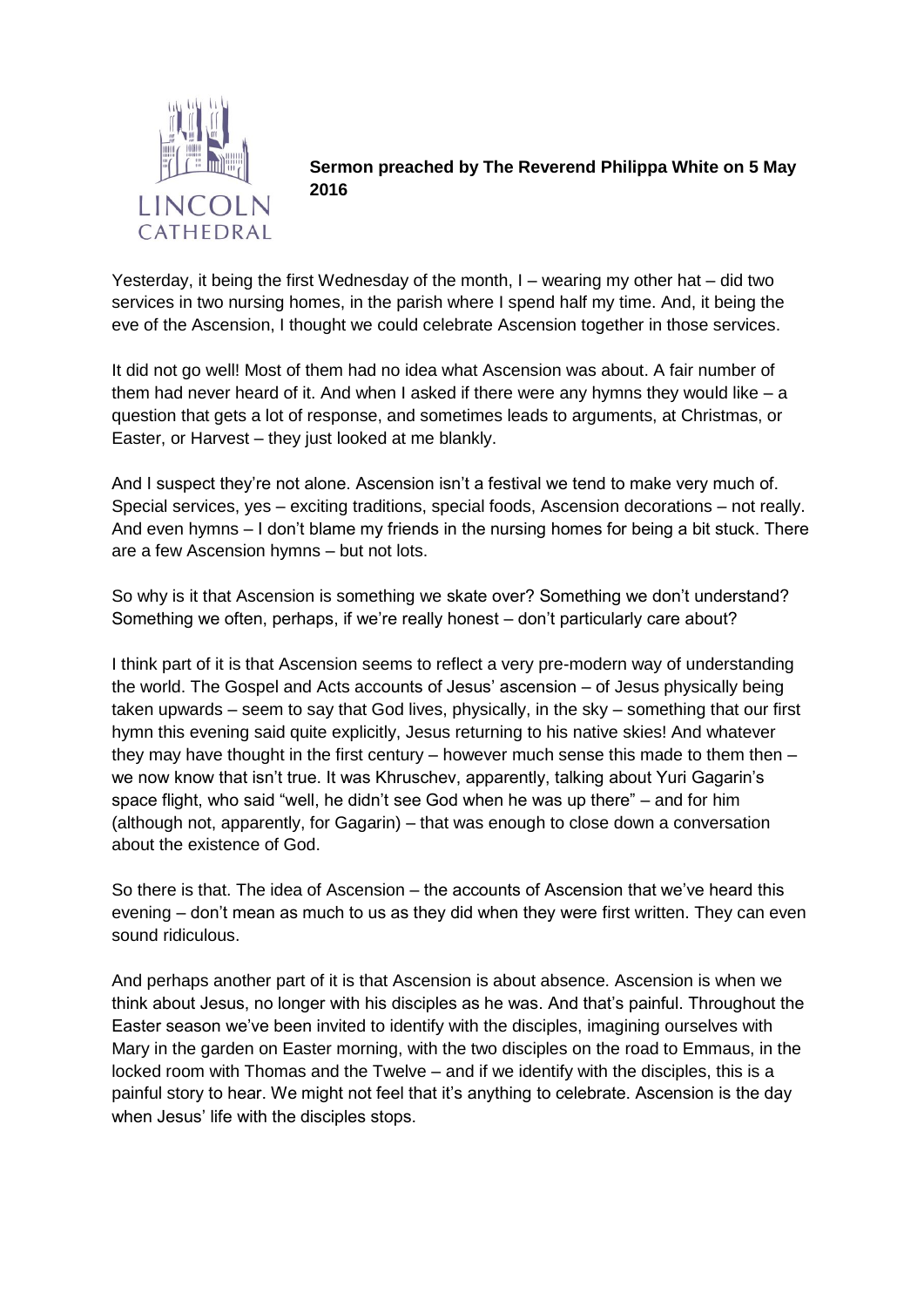**Sermon preached by The Reverend Philippa White on 5 May 2016**

Yesterday, it being the first Wednesday of the month, I – wearing my other hat – did two services in two nursing homes, in the parish where I spend half my time. And, it being the eve of the Ascension, I thought we could celebrate Ascension together in those services.

It did not go well! Most of them had no idea what Ascension was about. A fair number of them had never heard of it. And when I asked if there were any hymns they would like – a question that gets a lot of response, and sometimes leads to arguments, at Christmas, or Easter, or Harvest – they just looked at me blankly.

And I suspect they're not alone. Ascension isn't a festival we tend to make very much of. Special services, yes – exciting traditions, special foods, Ascension decorations – not really. And even hymns – I don't blame my friends in the nursing homes for being a bit stuck. There are a few Ascension hymns – but not lots.

So why is it that Ascension is something we skate over? Something we don't understand? Something we often, perhaps, if we're really honest – don't particularly care about?

I think part of it is that Ascension seems to reflect a very pre-modern way of understanding the world. The Gospel and Acts accounts of Jesus' ascension – of Jesus physically being taken upwards – seem to say that God lives, physically, in the sky – something that our first hymn this evening said quite explicitly, Jesus returning to his native skies! And whatever they may have thought in the first century – however much sense this made to them then – we now know that isn't true. It was Khruschev, apparently, talking about Yuri Gagarin's space flight, who said "well, he didn't see God when he was up there" – and for him (although not, apparently, for Gagarin) – that was enough to close down a conversation about the existence of God.

So there is that. The idea of Ascension – the accounts of Ascension that we've heard this evening – don't mean as much to us as they did when they were first written. They can even sound ridiculous.

And perhaps another part of it is that Ascension is about absence. Ascension is when we think about Jesus, no longer with his disciples as he was. And that's painful. Throughout the Easter season we've been invited to identify with the disciples, imagining ourselves with Mary in the garden on Easter morning, with the two disciples on the road to Emmaus, in the locked room with Thomas and the Twelve – and if we identify with the disciples, this is a painful story to hear. We might not feel that it's anything to celebrate. Ascension is the day when Jesus' life with the disciples stops.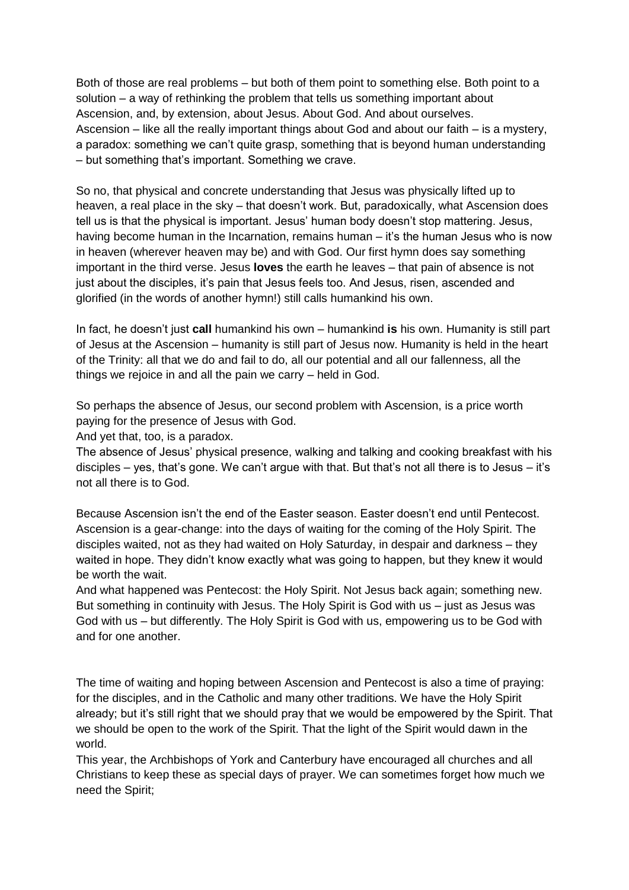Both of those are real problems – but both of them point to something else. Both point to a solution – a way of rethinking the problem that tells us something important about Ascension, and, by extension, about Jesus. About God. And about ourselves.
Ascension – like all the really important things about God and about our faith – is a mystery, a paradox: something we can't quite grasp, something that is beyond human understanding – but something that's important. Something we crave.

So no, that physical and concrete understanding that Jesus was physically lifted up to heaven, a real place in the sky – that doesn't work. But, paradoxically, what Ascension does tell us is that the physical is important. Jesus' human body doesn't stop mattering. Jesus, having become human in the Incarnation, remains human – it's the human Jesus who is now in heaven (wherever heaven may be) and with God. Our first hymn does say something important in the third verse. Jesus **loves** the earth he leaves – that pain of absence is not just about the disciples, it's pain that Jesus feels too. And Jesus, risen, ascended and glorified (in the words of another hymn!) still calls humankind his own.

In fact, he doesn't just **call** humankind his own – humankind **is** his own. Humanity is still part of Jesus at the Ascension – humanity is still part of Jesus now. Humanity is held in the heart of the Trinity: all that we do and fail to do, all our potential and all our fallenness, all the things we rejoice in and all the pain we carry – held in God.

So perhaps the absence of Jesus, our second problem with Ascension, is a price worth paying for the presence of Jesus with God.
And yet that, too, is a paradox.
The absence of Jesus' physical presence, walking and talking and cooking breakfast with his disciples – yes, that's gone. We can't argue with that. But that's not all there is to Jesus – it's not all there is to God.

Because Ascension isn't the end of the Easter season. Easter doesn't end until Pentecost. Ascension is a gear-change: into the days of waiting for the coming of the Holy Spirit. The disciples waited, not as they had waited on Holy Saturday, in despair and darkness – they waited in hope. They didn't know exactly what was going to happen, but they knew it would be worth the wait.
And what happened was Pentecost: the Holy Spirit. Not Jesus back again; something new. But something in continuity with Jesus. The Holy Spirit is God with us – just as Jesus was God with us – but differently. The Holy Spirit is God with us, empowering us to be God with and for one another.

The time of waiting and hoping between Ascension and Pentecost is also a time of praying: for the disciples, and in the Catholic and many other traditions. We have the Holy Spirit already; but it's still right that we should pray that we would be empowered by the Spirit. That we should be open to the work of the Spirit. That the light of the Spirit would dawn in the world.
This year, the Archbishops of York and Canterbury have encouraged all churches and all Christians to keep these as special days of prayer. We can sometimes forget how much we need the Spirit;